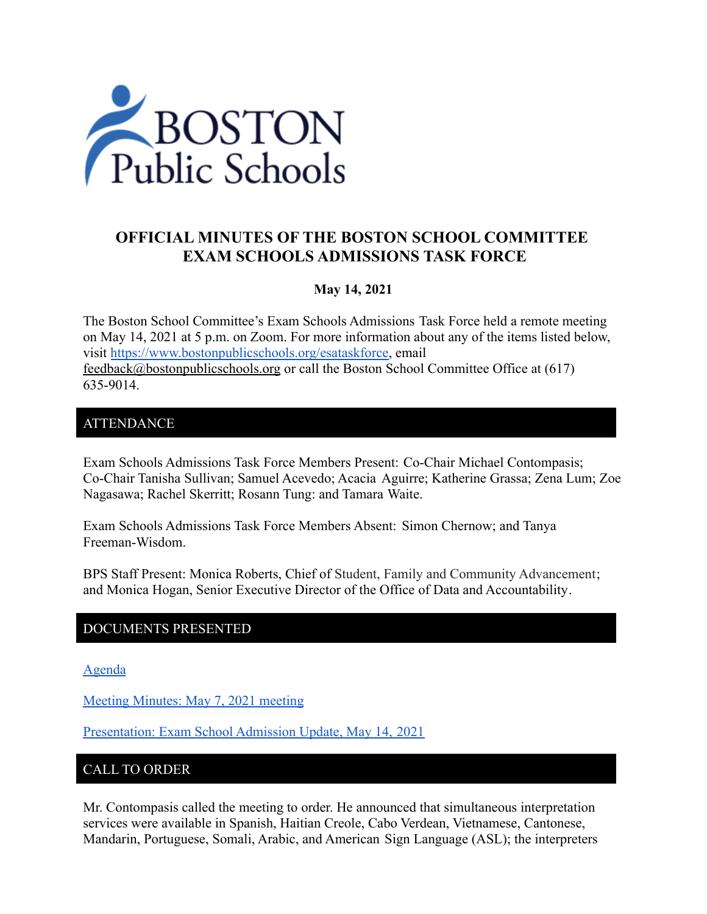# OFFICIAL MINUTES OF THE BOSTON SCHOOL COMMITTEE EXAM SCHOOLS ADMISSIONS TASK FORCE

**May 14, 2021**

The Boston School Committee's Exam Schools Admissions Task Force held a remote meeting on May 14, 2021 at 5 p.m. on Zoom. For more information about any of the items listed below, visit https://www.bostonpublicschools.org/esataskforce, email feedback@bostonpublicschools.org or call the Boston School Committee Office at (617) 635-9014.

## ATTENDANCE

Exam Schools Admissions Task Force Members Present: Co-Chair Michael Contompasis; Co-Chair Tanisha Sullivan; Samuel Acevedo; Acacia Aguirre; Katherine Grassa; Zena Lum; Zoe Nagasawa; Rachel Skerritt; Rosann Tung: and Tamara Waite.

Exam Schools Admissions Task Force Members Absent: Simon Chernow; and Tanya Freeman-Wisdom.

BPS Staff Present: Monica Roberts, Chief of Student, Family and Community Advancement; and Monica Hogan, Senior Executive Director of the Office of Data and Accountability.

## DOCUMENTS PRESENTED

[Agenda]

[Meeting Minutes: May 7, 2021 meeting]

[Presentation: Exam School Admission Update, May 14, 2021]

## CALL TO ORDER

Mr. Contompasis called the meeting to order. He announced that simultaneous interpretation services were available in Spanish, Haitian Creole, Cabo Verdean, Vietnamese, Cantonese, Mandarin, Portuguese, Somali, Arabic, and American Sign Language (ASL); the interpreters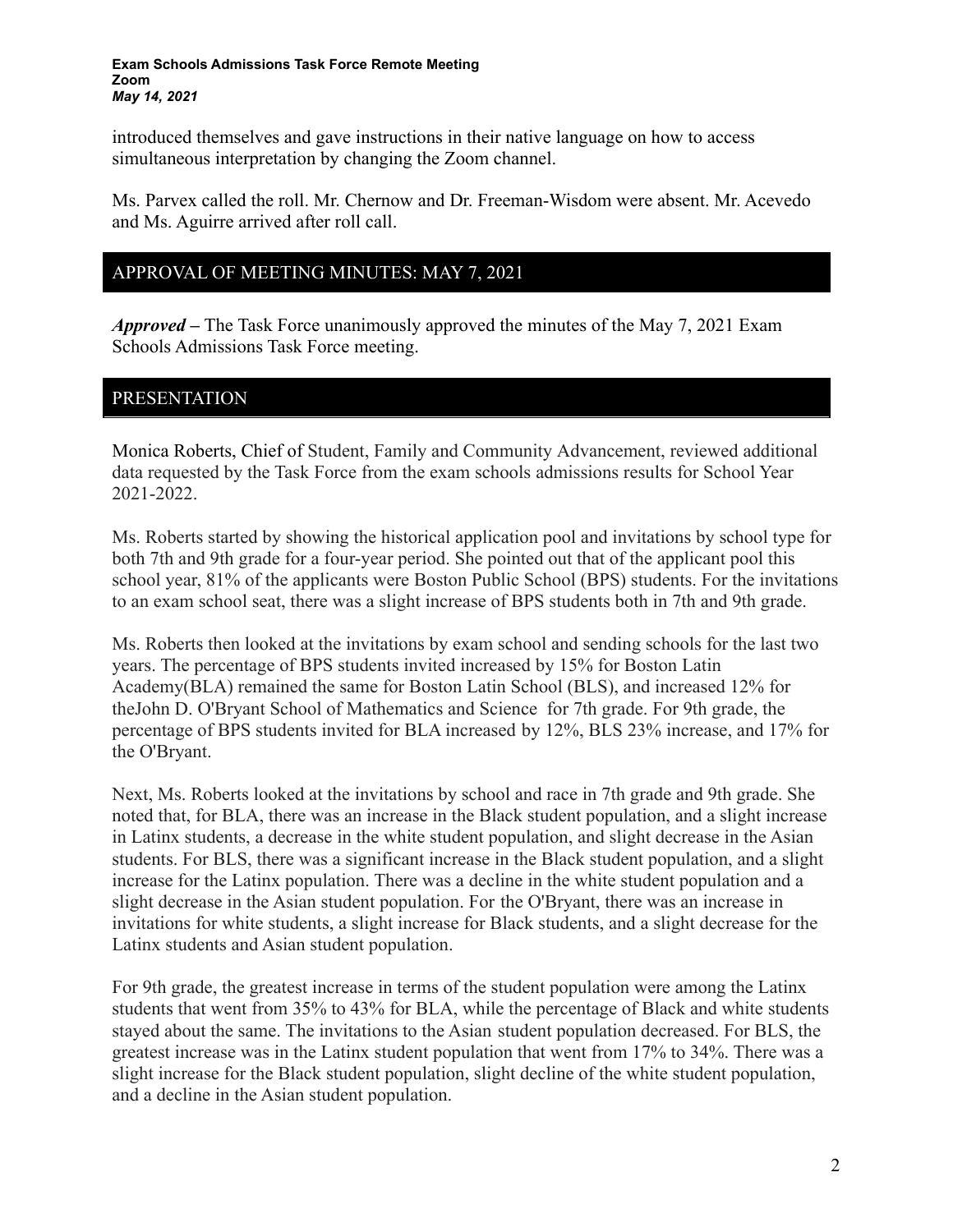introduced themselves and gave instructions in their native language on how to access simultaneous interpretation by changing the Zoom channel.

Ms. Parvex called the roll. Mr. Chernow and Dr. Freeman-Wisdom were absent. Mr. Acevedo and Ms. Aguirre arrived after roll call.

## APPROVAL OF MEETING MINUTES: MAY 7, 2021

***Approved*** **–** The Task Force unanimously approved the minutes of the May 7, 2021 Exam Schools Admissions Task Force meeting.

## PRESENTATION

Monica Roberts, Chief of Student, Family and Community Advancement, reviewed additional data requested by the Task Force from the exam schools admissions results for School Year 2021-2022.

Ms. Roberts started by showing the historical application pool and invitations by school type for both 7th and 9th grade for a four-year period. She pointed out that of the applicant pool this school year, 81% of the applicants were Boston Public School (BPS) students. For the invitations to an exam school seat, there was a slight increase of BPS students both in 7th and 9th grade.

Ms. Roberts then looked at the invitations by exam school and sending schools for the last two years. The percentage of BPS students invited increased by 15% for Boston Latin Academy(BLA) remained the same for Boston Latin School (BLS), and increased 12% for theJohn D. O'Bryant School of Mathematics and Science for 7th grade. For 9th grade, the percentage of BPS students invited for BLA increased by 12%, BLS 23% increase, and 17% for the O'Bryant.

Next, Ms. Roberts looked at the invitations by school and race in 7th grade and 9th grade. She noted that, for BLA, there was an increase in the Black student population, and a slight increase in Latinx students, a decrease in the white student population, and slight decrease in the Asian students. For BLS, there was a significant increase in the Black student population, and a slight increase for the Latinx population. There was a decline in the white student population and a slight decrease in the Asian student population. For the O'Bryant, there was an increase in invitations for white students, a slight increase for Black students, and a slight decrease for the Latinx students and Asian student population.

For 9th grade, the greatest increase in terms of the student population were among the Latinx students that went from 35% to 43% for BLA, while the percentage of Black and white students stayed about the same. The invitations to the Asian student population decreased. For BLS, the greatest increase was in the Latinx student population that went from 17% to 34%. There was a slight increase for the Black student population, slight decline of the white student population, and a decline in the Asian student population.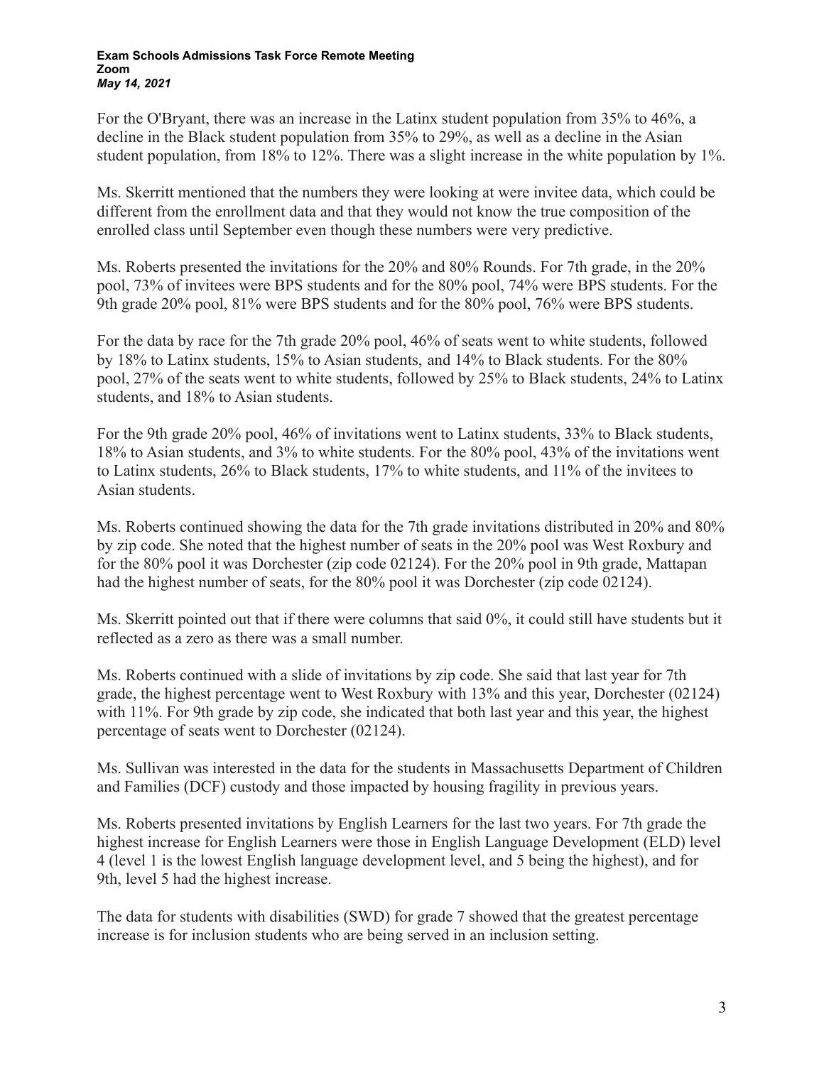For the O'Bryant, there was an increase in the Latinx student population from 35% to 46%, a decline in the Black student population from 35% to 29%, as well as a decline in the Asian student population, from 18% to 12%. There was a slight increase in the white population by 1%.

Ms. Skerritt mentioned that the numbers they were looking at were invitee data, which could be different from the enrollment data and that they would not know the true composition of the enrolled class until September even though these numbers were very predictive.

Ms. Roberts presented the invitations for the 20% and 80% Rounds. For 7th grade, in the 20% pool, 73% of invitees were BPS students and for the 80% pool, 74% were BPS students. For the 9th grade 20% pool, 81% were BPS students and for the 80% pool, 76% were BPS students.

For the data by race for the 7th grade 20% pool, 46% of seats went to white students, followed by 18% to Latinx students, 15% to Asian students, and 14% to Black students. For the 80% pool, 27% of the seats went to white students, followed by 25% to Black students, 24% to Latinx students, and 18% to Asian students.

For the 9th grade 20% pool, 46% of invitations went to Latinx students, 33% to Black students, 18% to Asian students, and 3% to white students. For the 80% pool, 43% of the invitations went to Latinx students, 26% to Black students, 17% to white students, and 11% of the invitees to Asian students.

Ms. Roberts continued showing the data for the 7th grade invitations distributed in 20% and 80% by zip code. She noted that the highest number of seats in the 20% pool was West Roxbury and for the 80% pool it was Dorchester (zip code 02124). For the 20% pool in 9th grade, Mattapan had the highest number of seats, for the 80% pool it was Dorchester (zip code 02124).

Ms. Skerritt pointed out that if there were columns that said 0%, it could still have students but it reflected as a zero as there was a small number.

Ms. Roberts continued with a slide of invitations by zip code. She said that last year for 7th grade, the highest percentage went to West Roxbury with 13% and this year, Dorchester (02124) with 11%. For 9th grade by zip code, she indicated that both last year and this year, the highest percentage of seats went to Dorchester (02124).

Ms. Sullivan was interested in the data for the students in Massachusetts Department of Children and Families (DCF) custody and those impacted by housing fragility in previous years.

Ms. Roberts presented invitations by English Learners for the last two years. For 7th grade the highest increase for English Learners were those in English Language Development (ELD) level 4 (level 1 is the lowest English language development level, and 5 being the highest), and for 9th, level 5 had the highest increase.

The data for students with disabilities (SWD) for grade 7 showed that the greatest percentage increase is for inclusion students who are being served in an inclusion setting.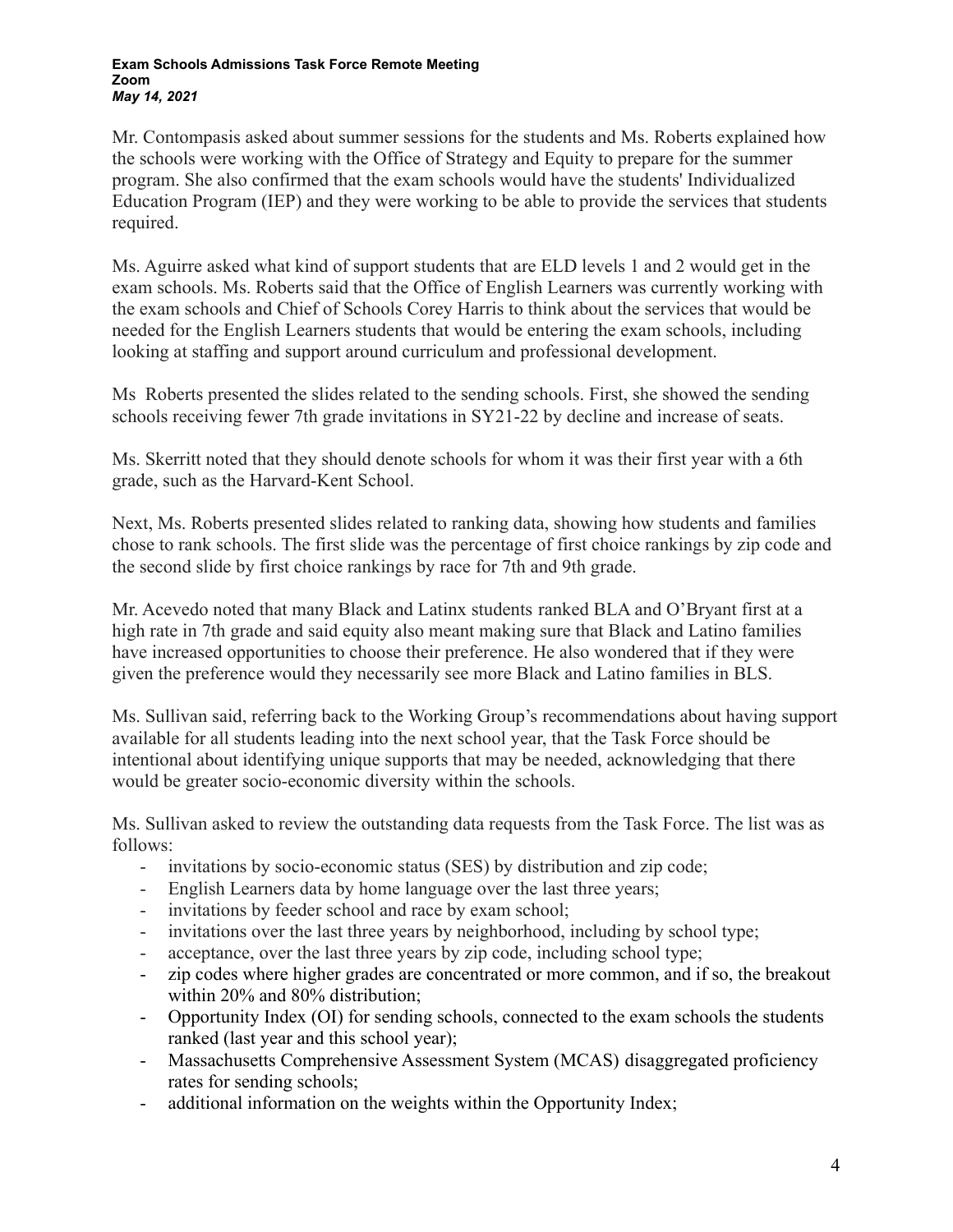Mr. Contompasis asked about summer sessions for the students and Ms. Roberts explained how the schools were working with the Office of Strategy and Equity to prepare for the summer program. She also confirmed that the exam schools would have the students' Individualized Education Program (IEP) and they were working to be able to provide the services that students required.

Ms. Aguirre asked what kind of support students that are ELD levels 1 and 2 would get in the exam schools. Ms. Roberts said that the Office of English Learners was currently working with the exam schools and Chief of Schools Corey Harris to think about the services that would be needed for the English Learners students that would be entering the exam schools, including looking at staffing and support around curriculum and professional development.

Ms  Roberts presented the slides related to the sending schools. First, she showed the sending schools receiving fewer 7th grade invitations in SY21-22 by decline and increase of seats.

Ms. Skerritt noted that they should denote schools for whom it was their first year with a 6th grade, such as the Harvard-Kent School.

Next, Ms. Roberts presented slides related to ranking data, showing how students and families chose to rank schools. The first slide was the percentage of first choice rankings by zip code and the second slide by first choice rankings by race for 7th and 9th grade.

Mr. Acevedo noted that many Black and Latinx students ranked BLA and O'Bryant first at a high rate in 7th grade and said equity also meant making sure that Black and Latino families have increased opportunities to choose their preference. He also wondered that if they were given the preference would they necessarily see more Black and Latino families in BLS.

Ms. Sullivan said, referring back to the Working Group's recommendations about having support available for all students leading into the next school year, that the Task Force should be intentional about identifying unique supports that may be needed, acknowledging that there would be greater socio-economic diversity within the schools.

Ms. Sullivan asked to review the outstanding data requests from the Task Force. The list was as follows:

- invitations by socio-economic status (SES) by distribution and zip code;
- English Learners data by home language over the last three years;
- invitations by feeder school and race by exam school;
- invitations over the last three years by neighborhood, including by school type;
- acceptance, over the last three years by zip code, including school type;
- zip codes where higher grades are concentrated or more common, and if so, the breakout within 20% and 80% distribution;
- Opportunity Index (OI) for sending schools, connected to the exam schools the students ranked (last year and this school year);
- Massachusetts Comprehensive Assessment System (MCAS) disaggregated proficiency rates for sending schools;
- additional information on the weights within the Opportunity Index;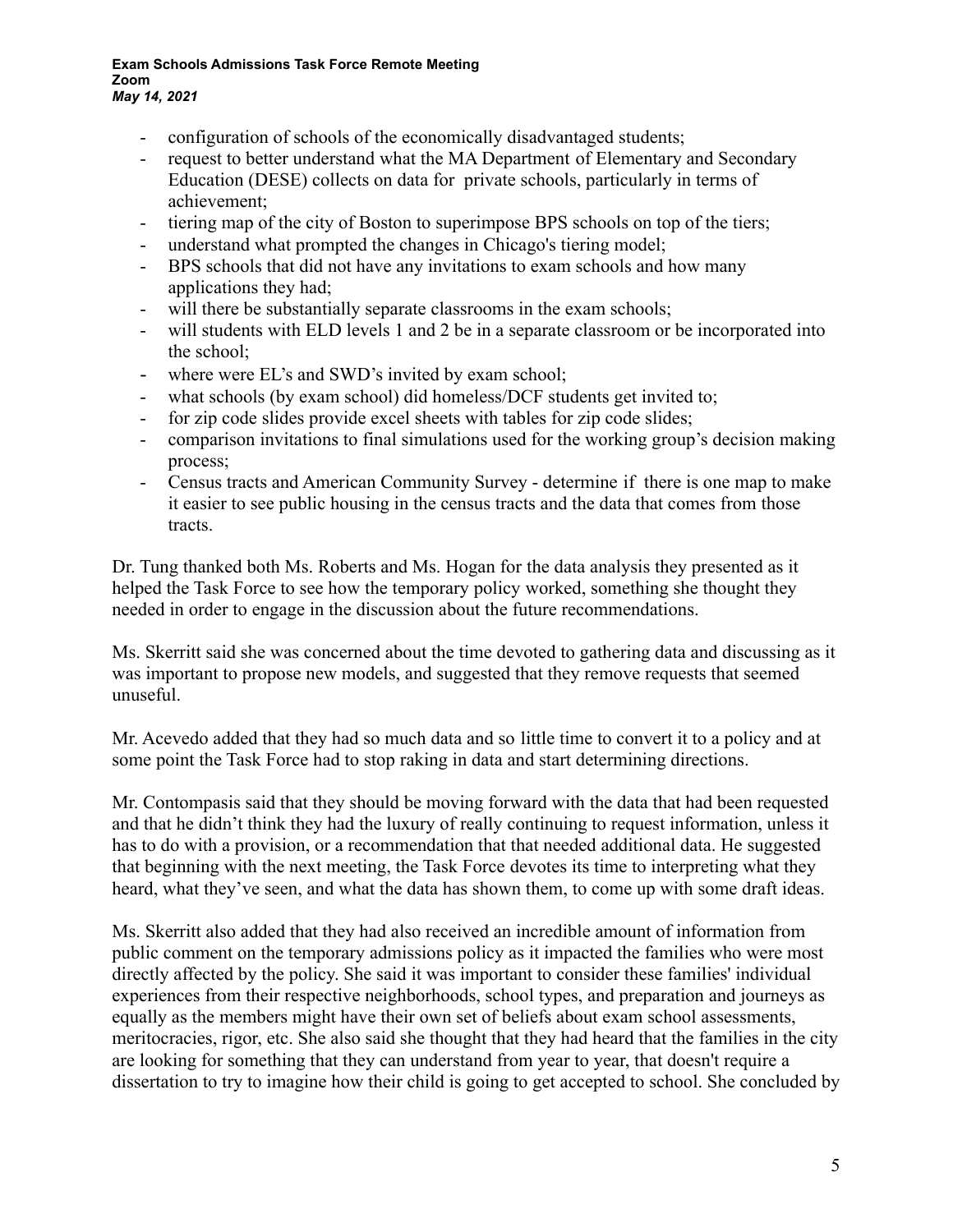- configuration of schools of the economically disadvantaged students;
- request to better understand what the MA Department of Elementary and Secondary Education (DESE) collects on data for private schools, particularly in terms of achievement;
- tiering map of the city of Boston to superimpose BPS schools on top of the tiers;
- understand what prompted the changes in Chicago's tiering model;
- BPS schools that did not have any invitations to exam schools and how many applications they had;
- will there be substantially separate classrooms in the exam schools;
- will students with ELD levels 1 and 2 be in a separate classroom or be incorporated into the school;
- where were EL's and SWD's invited by exam school;
- what schools (by exam school) did homeless/DCF students get invited to;
- for zip code slides provide excel sheets with tables for zip code slides;
- comparison invitations to final simulations used for the working group's decision making process;
- Census tracts and American Community Survey - determine if there is one map to make it easier to see public housing in the census tracts and the data that comes from those tracts.

Dr. Tung thanked both Ms. Roberts and Ms. Hogan for the data analysis they presented as it helped the Task Force to see how the temporary policy worked, something she thought they needed in order to engage in the discussion about the future recommendations.

Ms. Skerritt said she was concerned about the time devoted to gathering data and discussing as it was important to propose new models, and suggested that they remove requests that seemed unuseful.

Mr. Acevedo added that they had so much data and so little time to convert it to a policy and at some point the Task Force had to stop raking in data and start determining directions.

Mr. Contompasis said that they should be moving forward with the data that had been requested and that he didn't think they had the luxury of really continuing to request information, unless it has to do with a provision, or a recommendation that that needed additional data. He suggested that beginning with the next meeting, the Task Force devotes its time to interpreting what they heard, what they've seen, and what the data has shown them, to come up with some draft ideas.

Ms. Skerritt also added that they had also received an incredible amount of information from public comment on the temporary admissions policy as it impacted the families who were most directly affected by the policy. She said it was important to consider these families' individual experiences from their respective neighborhoods, school types, and preparation and journeys as equally as the members might have their own set of beliefs about exam school assessments, meritocracies, rigor, etc. She also said she thought that they had heard that the families in the city are looking for something that they can understand from year to year, that doesn't require a dissertation to try to imagine how their child is going to get accepted to school. She concluded by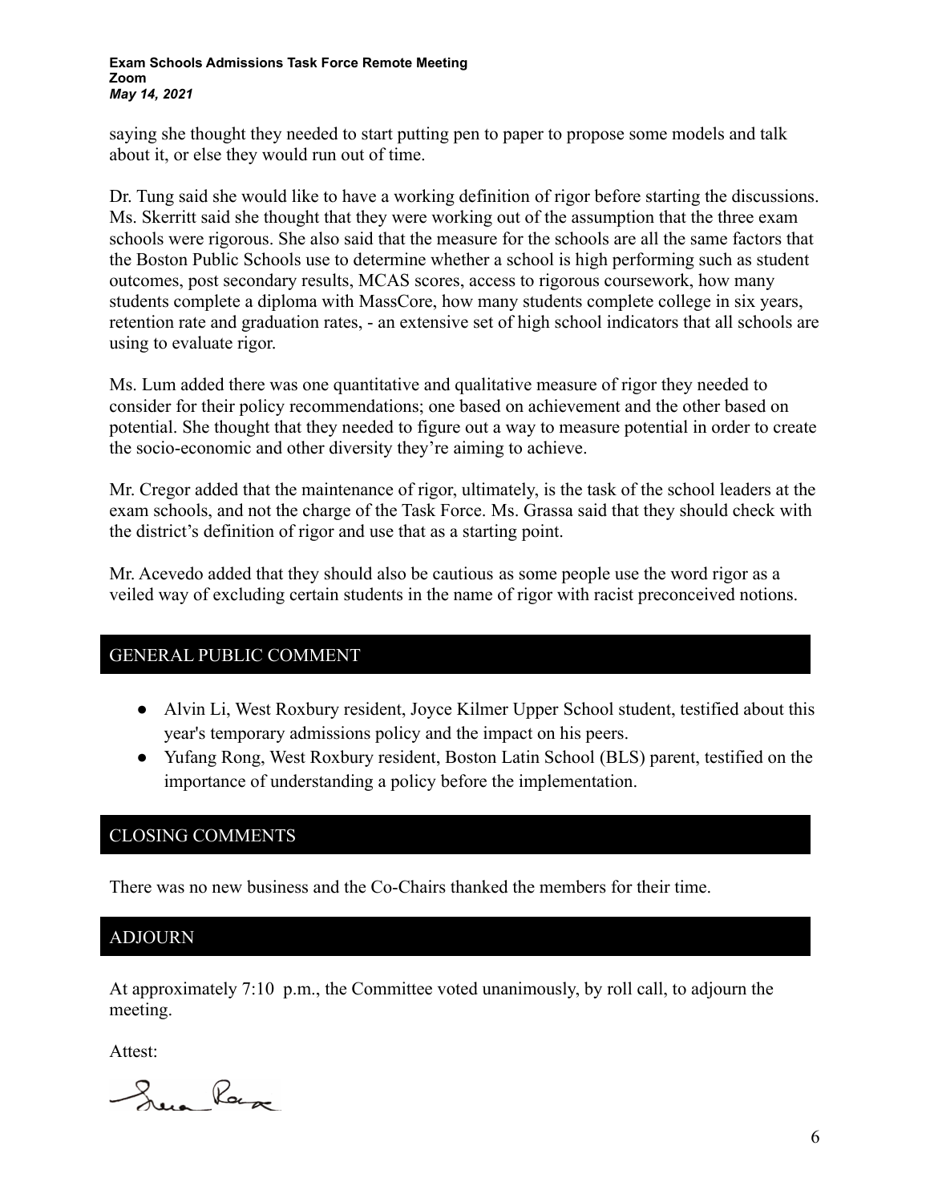saying she thought they needed to start putting pen to paper to propose some models and talk about it, or else they would run out of time.

Dr. Tung said she would like to have a working definition of rigor before starting the discussions. Ms. Skerritt said she thought that they were working out of the assumption that the three exam schools were rigorous. She also said that the measure for the schools are all the same factors that the Boston Public Schools use to determine whether a school is high performing such as student outcomes, post secondary results, MCAS scores, access to rigorous coursework, how many students complete a diploma with MassCore, how many students complete college in six years, retention rate and graduation rates, - an extensive set of high school indicators that all schools are using to evaluate rigor.

Ms. Lum added there was one quantitative and qualitative measure of rigor they needed to consider for their policy recommendations; one based on achievement and the other based on potential. She thought that they needed to figure out a way to measure potential in order to create the socio-economic and other diversity they're aiming to achieve.

Mr. Cregor added that the maintenance of rigor, ultimately, is the task of the school leaders at the exam schools, and not the charge of the Task Force. Ms. Grassa said that they should check with the district's definition of rigor and use that as a starting point.

Mr. Acevedo added that they should also be cautious as some people use the word rigor as a veiled way of excluding certain students in the name of rigor with racist preconceived notions.

## GENERAL PUBLIC COMMENT

- Alvin Li, West Roxbury resident, Joyce Kilmer Upper School student, testified about this year's temporary admissions policy and the impact on his peers.
- Yufang Rong, West Roxbury resident, Boston Latin School (BLS) parent, testified on the importance of understanding a policy before the implementation.

## CLOSING COMMENTS

There was no new business and the Co-Chairs thanked the members for their time.

## ADJOURN

At approximately 7:10 p.m., the Committee voted unanimously, by roll call, to adjourn the meeting.

Attest: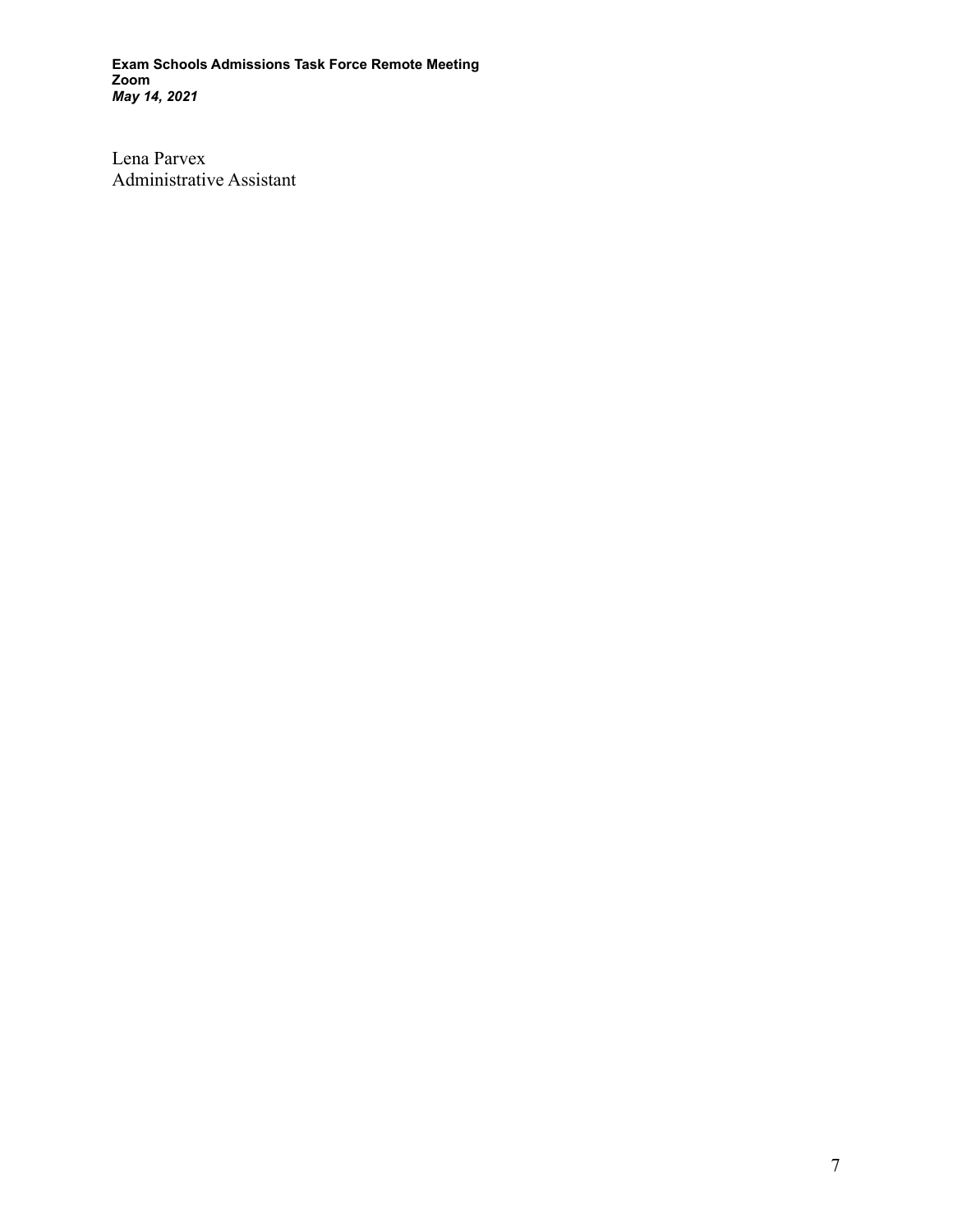Lena Parvex
Administrative Assistant